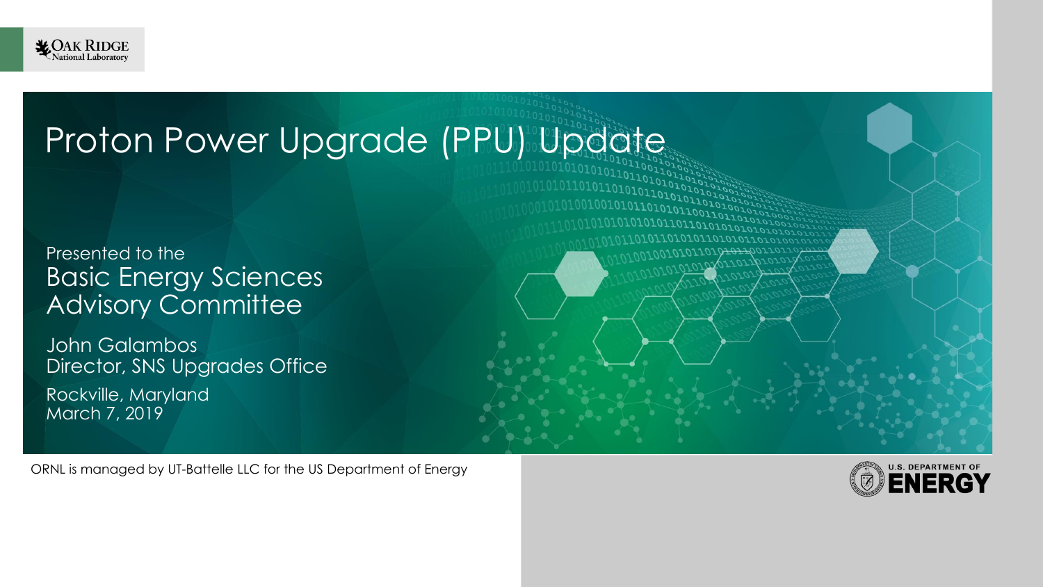Oak Ridge National Laboratory

# Proton Power Upgrade (PPU) Update

Presented to the
Basic Energy Sciences Advisory Committee

John Galambos
Director, SNS Upgrades Office

Rockville, Maryland
March 7, 2019

ORNL is managed by UT-Battelle LLC for the US Department of Energy

U.S. DEPARTMENT OF ENERGY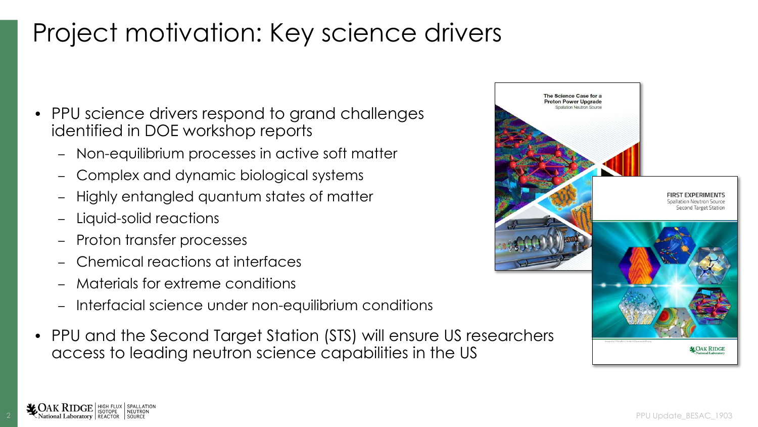# Project motivation: Key science drivers

- PPU science drivers respond to grand challenges identified in DOE workshop reports
  - Non-equilibrium processes in active soft matter
  - Complex and dynamic biological systems
  - Highly entangled quantum states of matter
  - Liquid-solid reactions
  - Proton transfer processes
  - Chemical reactions at interfaces
  - Materials for extreme conditions
  - Interfacial science under non-equilibrium conditions
- PPU and the Second Target Station (STS) will ensure US researchers access to leading neutron science capabilities in the US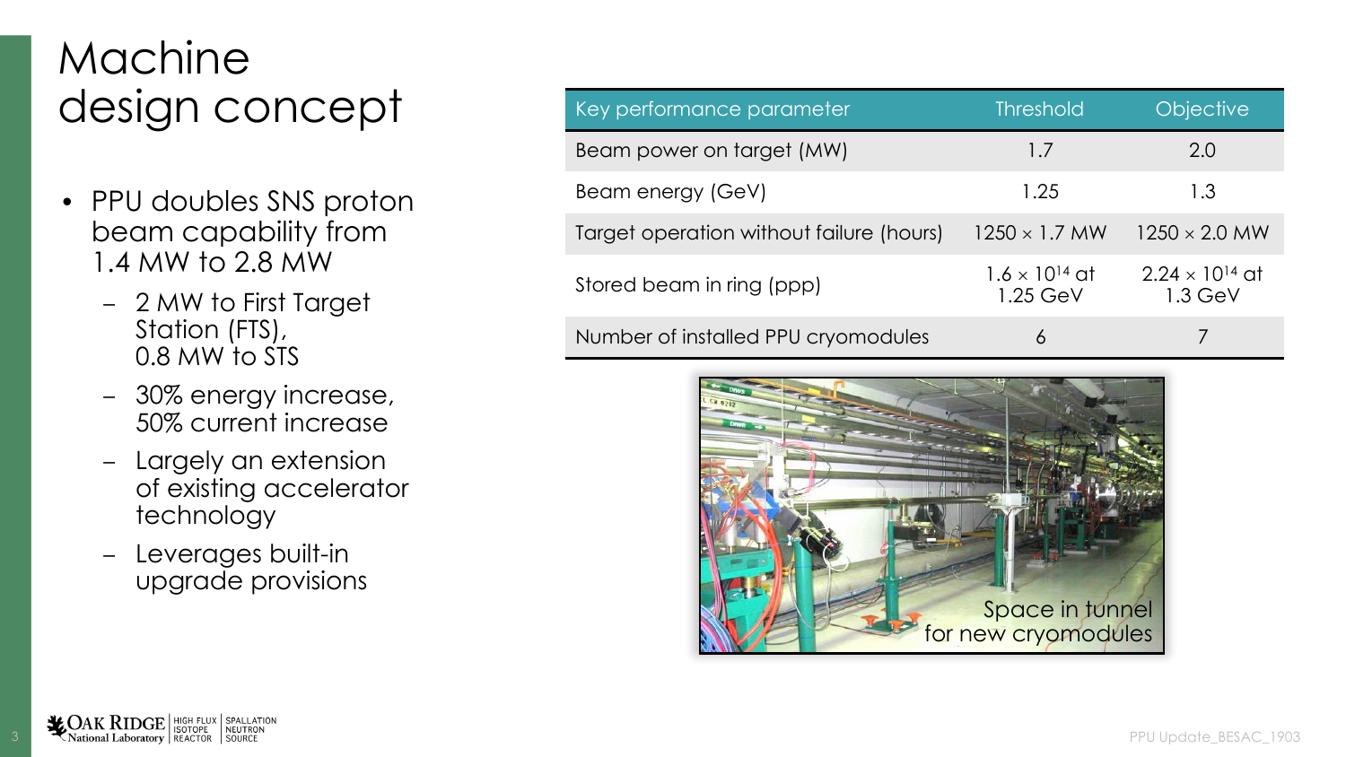# Machine design concept

- PPU doubles SNS proton beam capability from 1.4 MW to 2.8 MW
  - 2 MW to First Target Station (FTS), 0.8 MW to STS
  - 30% energy increase, 50% current increase
  - Largely an extension of existing accelerator technology
  - Leverages built-in upgrade provisions

| Key performance parameter | Threshold | Objective |
|---|---|---|
| Beam power on target (MW) | 1.7 | 2.0 |
| Beam energy (GeV) | 1.25 | 1.3 |
| Target operation without failure (hours) | 1250 × 1.7 MW | 1250 × 2.0 MW |
| Stored beam in ring (ppp) | $1.6 \times 10^{14}$ at 1.25 GeV | $2.24 \times 10^{14}$ at 1.3 GeV |
| Number of installed PPU cryomodules | 6 | 7 |

Space in tunnel for new cryomodules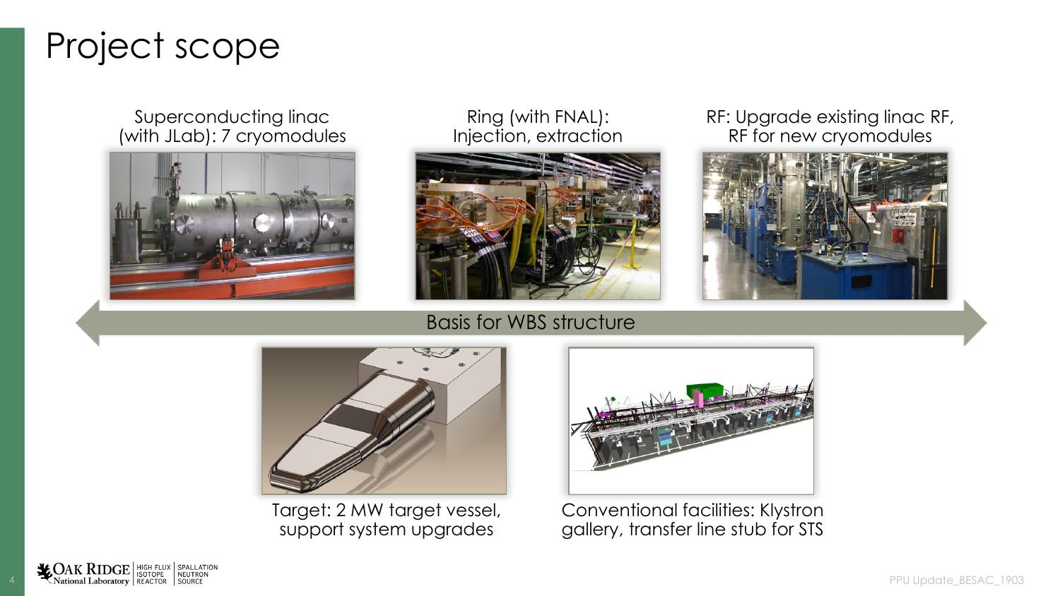# Project scope

Superconducting linac (with JLab): 7 cryomodules

Ring (with FNAL): Injection, extraction

RF: Upgrade existing linac RF, RF for new cryomodules

Basis for WBS structure

Target: 2 MW target vessel, support system upgrades

Conventional facilities: Klystron gallery, transfer line stub for STS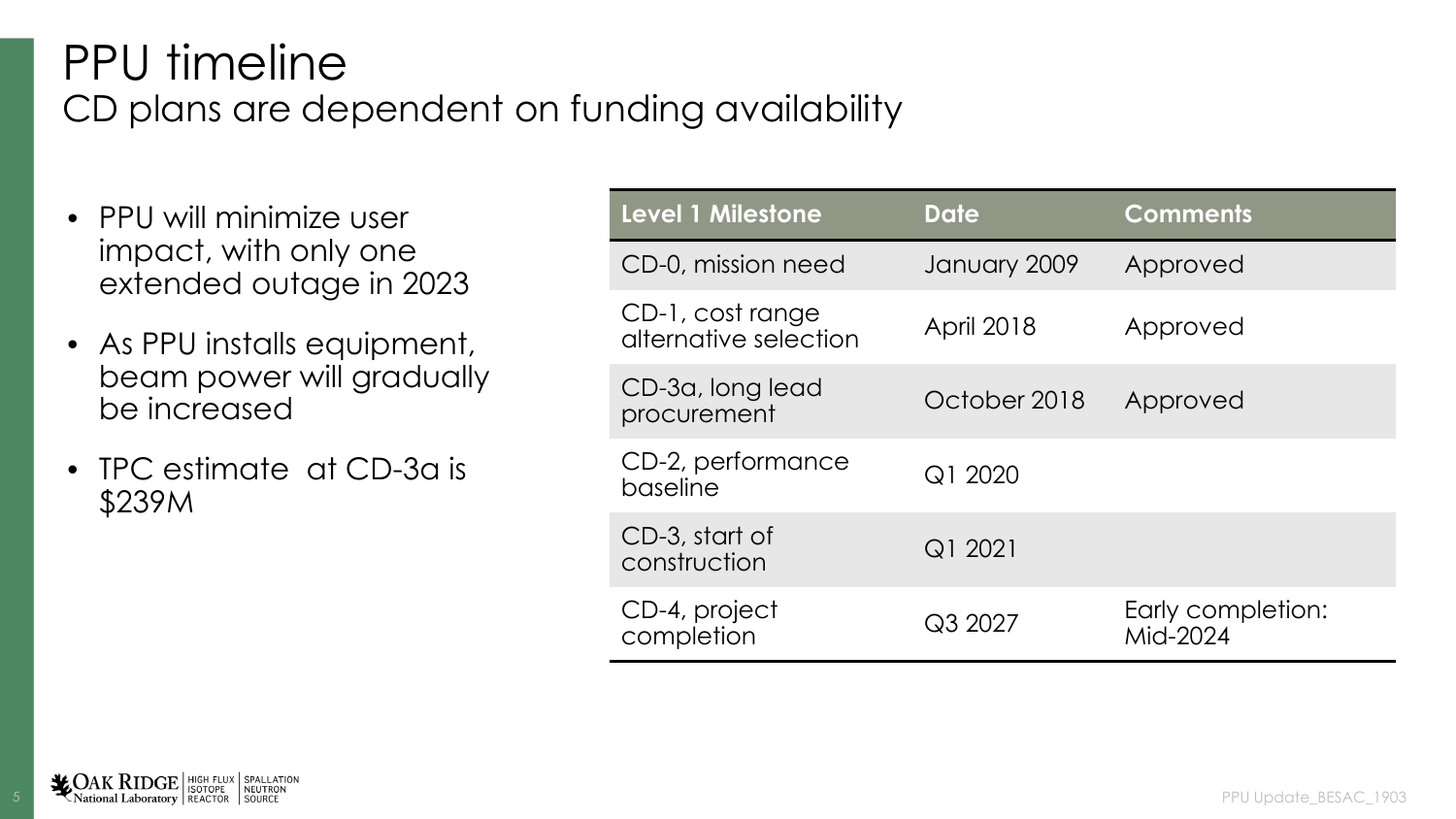# PPU timeline

## CD plans are dependent on funding availability

- PPU will minimize user impact, with only one extended outage in 2023
- As PPU installs equipment, beam power will gradually be increased
- TPC estimate at CD-3a is $239M

| Level 1 Milestone | Date | Comments |
|---|---|---|
| CD-0, mission need | January 2009 | Approved |
| CD-1, cost range alternative selection | April 2018 | Approved |
| CD-3a, long lead procurement | October 2018 | Approved |
| CD-2, performance baseline | Q1 2020 | |
| CD-3, start of construction | Q1 2021 | |
| CD-4, project completion | Q3 2027 | Early completion: Mid-2024 |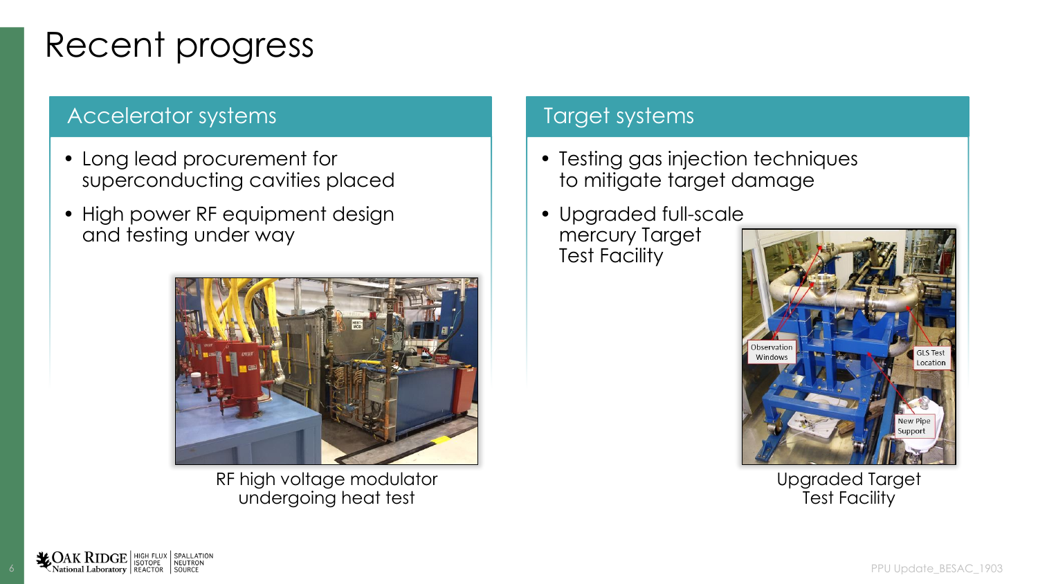# Recent progress

## Accelerator systems

- Long lead procurement for superconducting cavities placed
- High power RF equipment design and testing under way

RF high voltage modulator undergoing heat test

## Target systems

- Testing gas injection techniques to mitigate target damage
- Upgraded full-scale mercury Target Test Facility

Upgraded Target Test Facility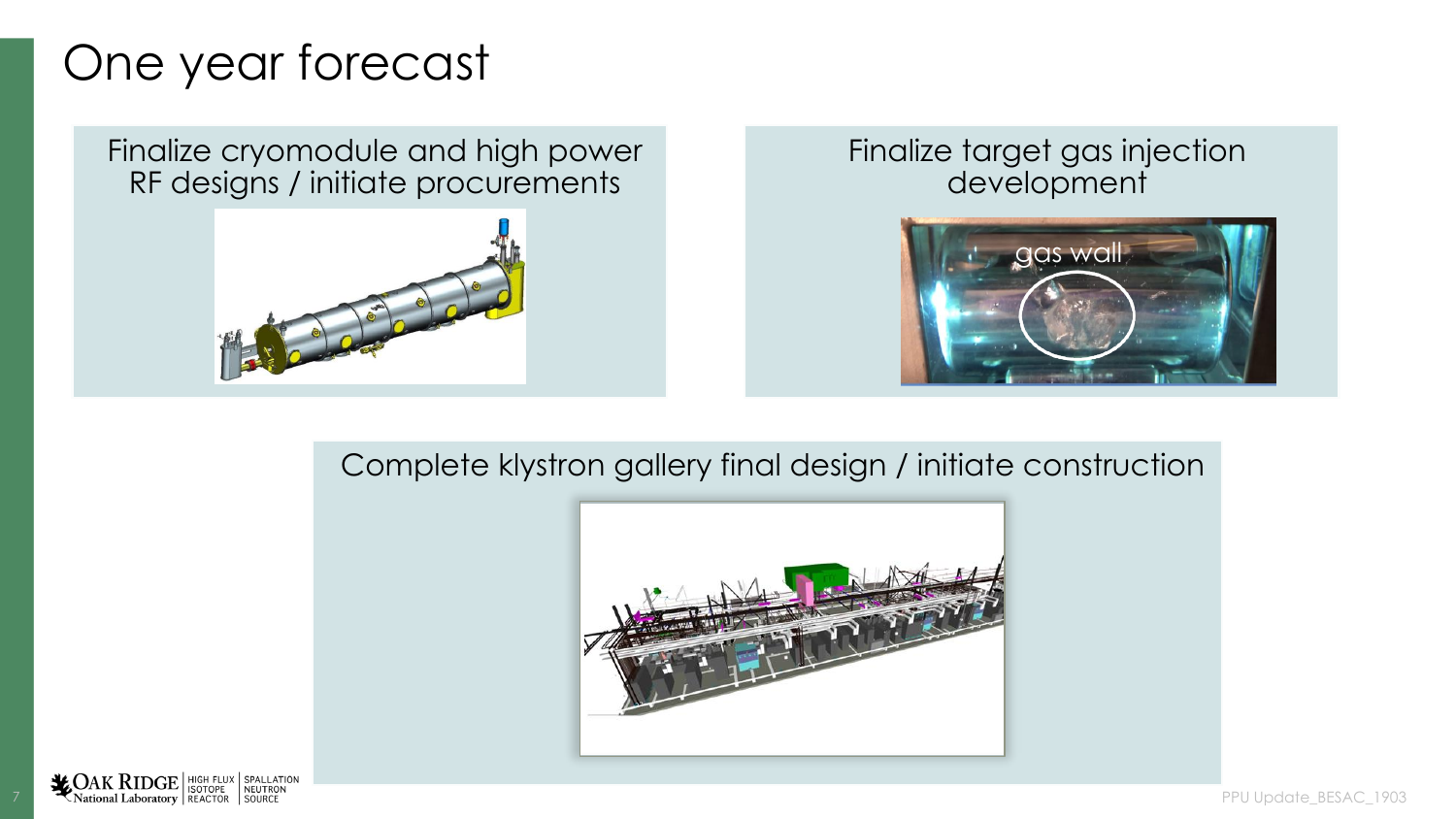# One year forecast

Finalize cryomodule and high power RF designs / initiate procurements

Finalize target gas injection development

gas wall

Complete klystron gallery final design / initiate construction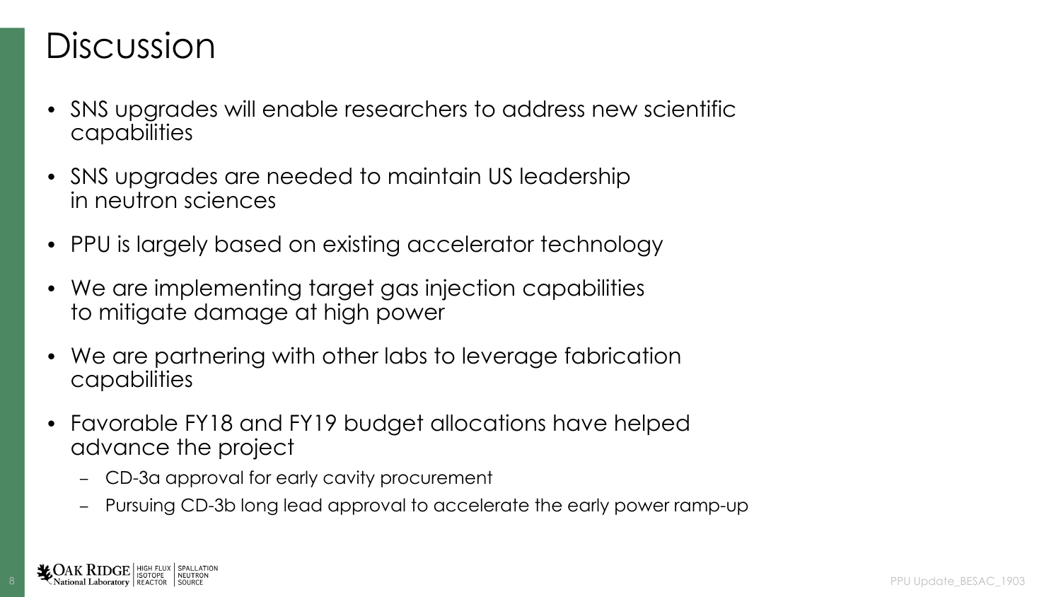# Discussion

- SNS upgrades will enable researchers to address new scientific capabilities
- SNS upgrades are needed to maintain US leadership in neutron sciences
- PPU is largely based on existing accelerator technology
- We are implementing target gas injection capabilities to mitigate damage at high power
- We are partnering with other labs to leverage fabrication capabilities
- Favorable FY18 and FY19 budget allocations have helped advance the project
  - CD-3a approval for early cavity procurement
  - Pursuing CD-3b long lead approval to accelerate the early power ramp-up